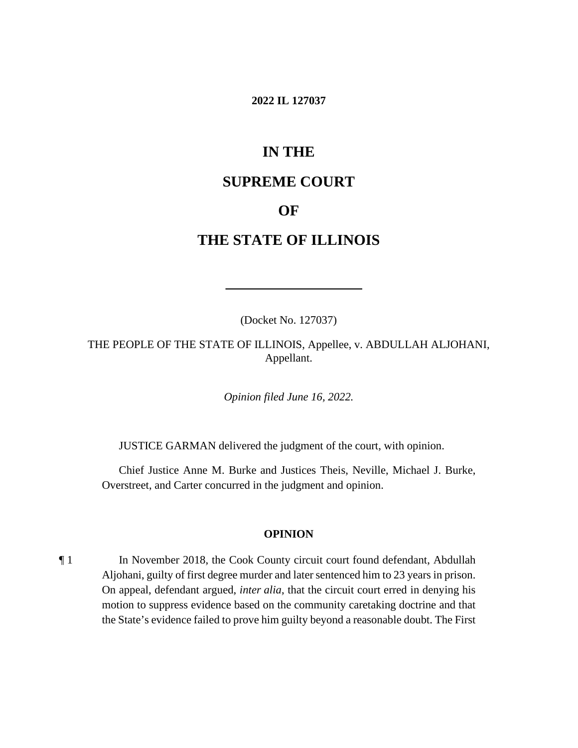**2022 IL 127037**

# IN THE

# SUPREME COURT

# OF

# THE STATE OF ILLINOIS

---

(Docket No. 127037)

THE PEOPLE OF THE STATE OF ILLINOIS, Appellee, v. ABDULLAH ALJOHANI, Appellant.

*Opinion filed June 16, 2022.*

JUSTICE GARMAN delivered the judgment of the court, with opinion.

Chief Justice Anne M. Burke and Justices Theis, Neville, Michael J. Burke, Overstreet, and Carter concurred in the judgment and opinion.

## OPINION

¶ 1 In November 2018, the Cook County circuit court found defendant, Abdullah Aljohani, guilty of first degree murder and later sentenced him to 23 years in prison. On appeal, defendant argued, *inter alia*, that the circuit court erred in denying his motion to suppress evidence based on the community caretaking doctrine and that the State's evidence failed to prove him guilty beyond a reasonable doubt. The First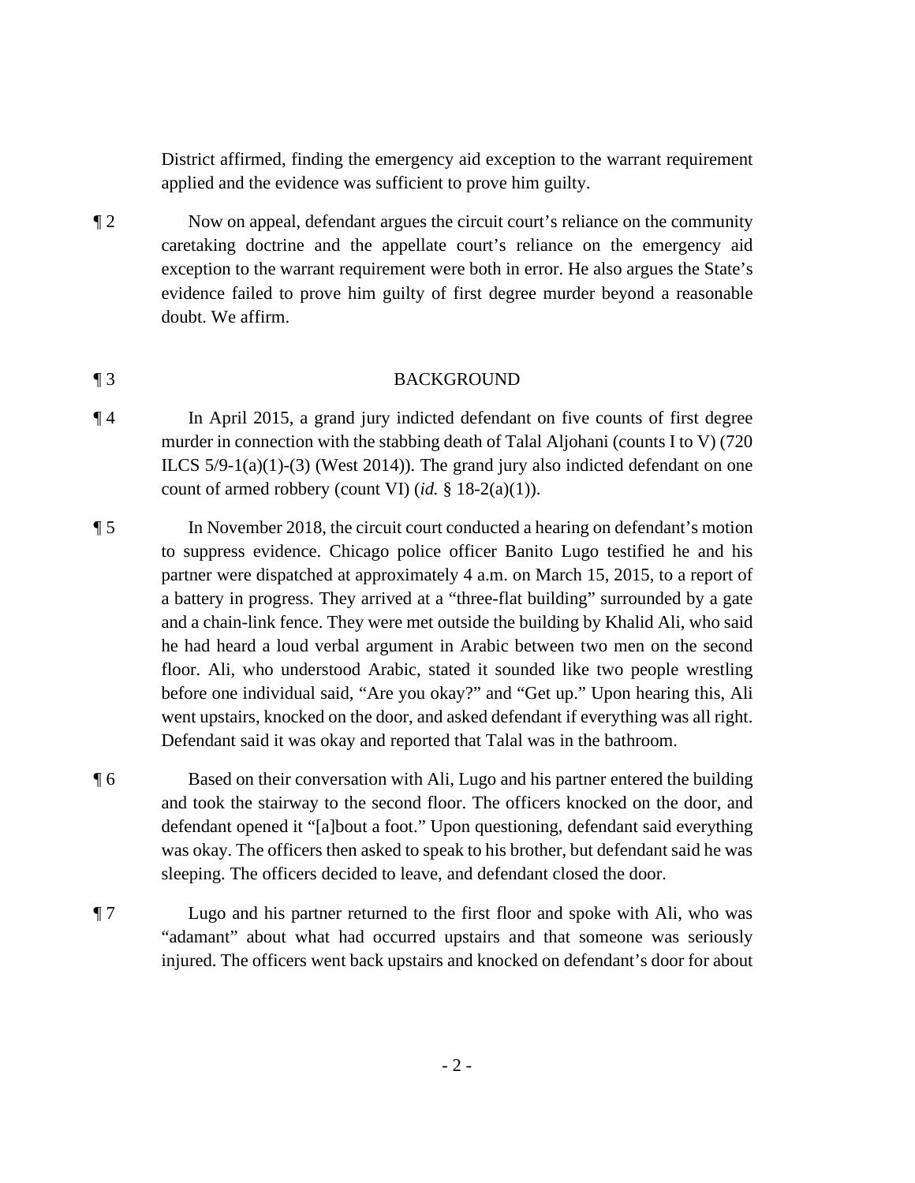District affirmed, finding the emergency aid exception to the warrant requirement applied and the evidence was sufficient to prove him guilty.

¶ 2 Now on appeal, defendant argues the circuit court's reliance on the community caretaking doctrine and the appellate court's reliance on the emergency aid exception to the warrant requirement were both in error. He also argues the State's evidence failed to prove him guilty of first degree murder beyond a reasonable doubt. We affirm.

¶ 3 BACKGROUND

¶ 4 In April 2015, a grand jury indicted defendant on five counts of first degree murder in connection with the stabbing death of Talal Aljohani (counts I to V) (720 ILCS 5/9-1(a)(1)-(3) (West 2014)). The grand jury also indicted defendant on one count of armed robbery (count VI) (*id.* § 18-2(a)(1)).

¶ 5 In November 2018, the circuit court conducted a hearing on defendant's motion to suppress evidence. Chicago police officer Banito Lugo testified he and his partner were dispatched at approximately 4 a.m. on March 15, 2015, to a report of a battery in progress. They arrived at a "three-flat building" surrounded by a gate and a chain-link fence. They were met outside the building by Khalid Ali, who said he had heard a loud verbal argument in Arabic between two men on the second floor. Ali, who understood Arabic, stated it sounded like two people wrestling before one individual said, "Are you okay?" and "Get up." Upon hearing this, Ali went upstairs, knocked on the door, and asked defendant if everything was all right. Defendant said it was okay and reported that Talal was in the bathroom.

¶ 6 Based on their conversation with Ali, Lugo and his partner entered the building and took the stairway to the second floor. The officers knocked on the door, and defendant opened it "[a]bout a foot." Upon questioning, defendant said everything was okay. The officers then asked to speak to his brother, but defendant said he was sleeping. The officers decided to leave, and defendant closed the door.

¶ 7 Lugo and his partner returned to the first floor and spoke with Ali, who was "adamant" about what had occurred upstairs and that someone was seriously injured. The officers went back upstairs and knocked on defendant's door for about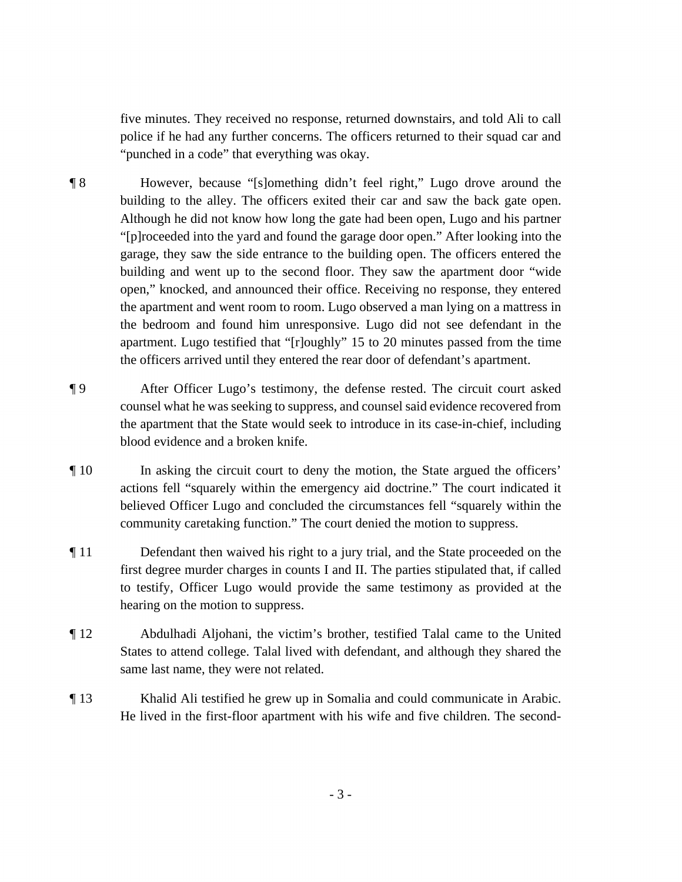five minutes. They received no response, returned downstairs, and told Ali to call police if he had any further concerns. The officers returned to their squad car and "punched in a code" that everything was okay.

¶ 8 However, because "[s]omething didn't feel right," Lugo drove around the building to the alley. The officers exited their car and saw the back gate open. Although he did not know how long the gate had been open, Lugo and his partner "[p]roceeded into the yard and found the garage door open." After looking into the garage, they saw the side entrance to the building open. The officers entered the building and went up to the second floor. They saw the apartment door "wide open," knocked, and announced their office. Receiving no response, they entered the apartment and went room to room. Lugo observed a man lying on a mattress in the bedroom and found him unresponsive. Lugo did not see defendant in the apartment. Lugo testified that "[r]oughly" 15 to 20 minutes passed from the time the officers arrived until they entered the rear door of defendant's apartment.

¶ 9 After Officer Lugo's testimony, the defense rested. The circuit court asked counsel what he was seeking to suppress, and counsel said evidence recovered from the apartment that the State would seek to introduce in its case-in-chief, including blood evidence and a broken knife.

¶ 10 In asking the circuit court to deny the motion, the State argued the officers' actions fell "squarely within the emergency aid doctrine." The court indicated it believed Officer Lugo and concluded the circumstances fell "squarely within the community caretaking function." The court denied the motion to suppress.

¶ 11 Defendant then waived his right to a jury trial, and the State proceeded on the first degree murder charges in counts I and II. The parties stipulated that, if called to testify, Officer Lugo would provide the same testimony as provided at the hearing on the motion to suppress.

¶ 12 Abdulhadi Aljohani, the victim's brother, testified Talal came to the United States to attend college. Talal lived with defendant, and although they shared the same last name, they were not related.

¶ 13 Khalid Ali testified he grew up in Somalia and could communicate in Arabic. He lived in the first-floor apartment with his wife and five children. The second-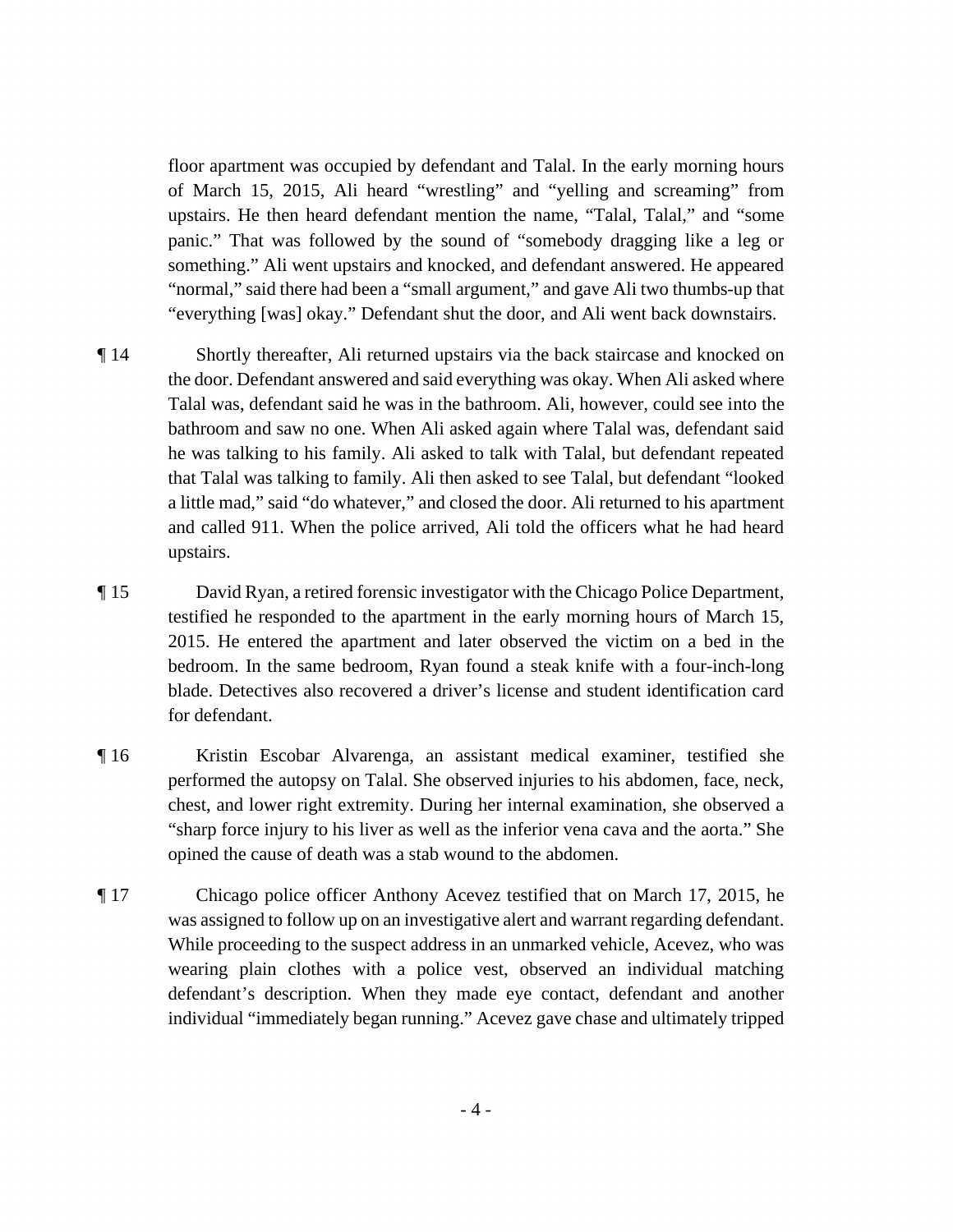floor apartment was occupied by defendant and Talal. In the early morning hours of March 15, 2015, Ali heard "wrestling" and "yelling and screaming" from upstairs. He then heard defendant mention the name, "Talal, Talal," and "some panic." That was followed by the sound of "somebody dragging like a leg or something." Ali went upstairs and knocked, and defendant answered. He appeared "normal," said there had been a "small argument," and gave Ali two thumbs-up that "everything [was] okay." Defendant shut the door, and Ali went back downstairs.

¶ 14 Shortly thereafter, Ali returned upstairs via the back staircase and knocked on the door. Defendant answered and said everything was okay. When Ali asked where Talal was, defendant said he was in the bathroom. Ali, however, could see into the bathroom and saw no one. When Ali asked again where Talal was, defendant said he was talking to his family. Ali asked to talk with Talal, but defendant repeated that Talal was talking to family. Ali then asked to see Talal, but defendant "looked a little mad," said "do whatever," and closed the door. Ali returned to his apartment and called 911. When the police arrived, Ali told the officers what he had heard upstairs.

¶ 15 David Ryan, a retired forensic investigator with the Chicago Police Department, testified he responded to the apartment in the early morning hours of March 15, 2015. He entered the apartment and later observed the victim on a bed in the bedroom. In the same bedroom, Ryan found a steak knife with a four-inch-long blade. Detectives also recovered a driver's license and student identification card for defendant.

¶ 16 Kristin Escobar Alvarenga, an assistant medical examiner, testified she performed the autopsy on Talal. She observed injuries to his abdomen, face, neck, chest, and lower right extremity. During her internal examination, she observed a "sharp force injury to his liver as well as the inferior vena cava and the aorta." She opined the cause of death was a stab wound to the abdomen.

¶ 17 Chicago police officer Anthony Acevez testified that on March 17, 2015, he was assigned to follow up on an investigative alert and warrant regarding defendant. While proceeding to the suspect address in an unmarked vehicle, Acevez, who was wearing plain clothes with a police vest, observed an individual matching defendant's description. When they made eye contact, defendant and another individual "immediately began running." Acevez gave chase and ultimately tripped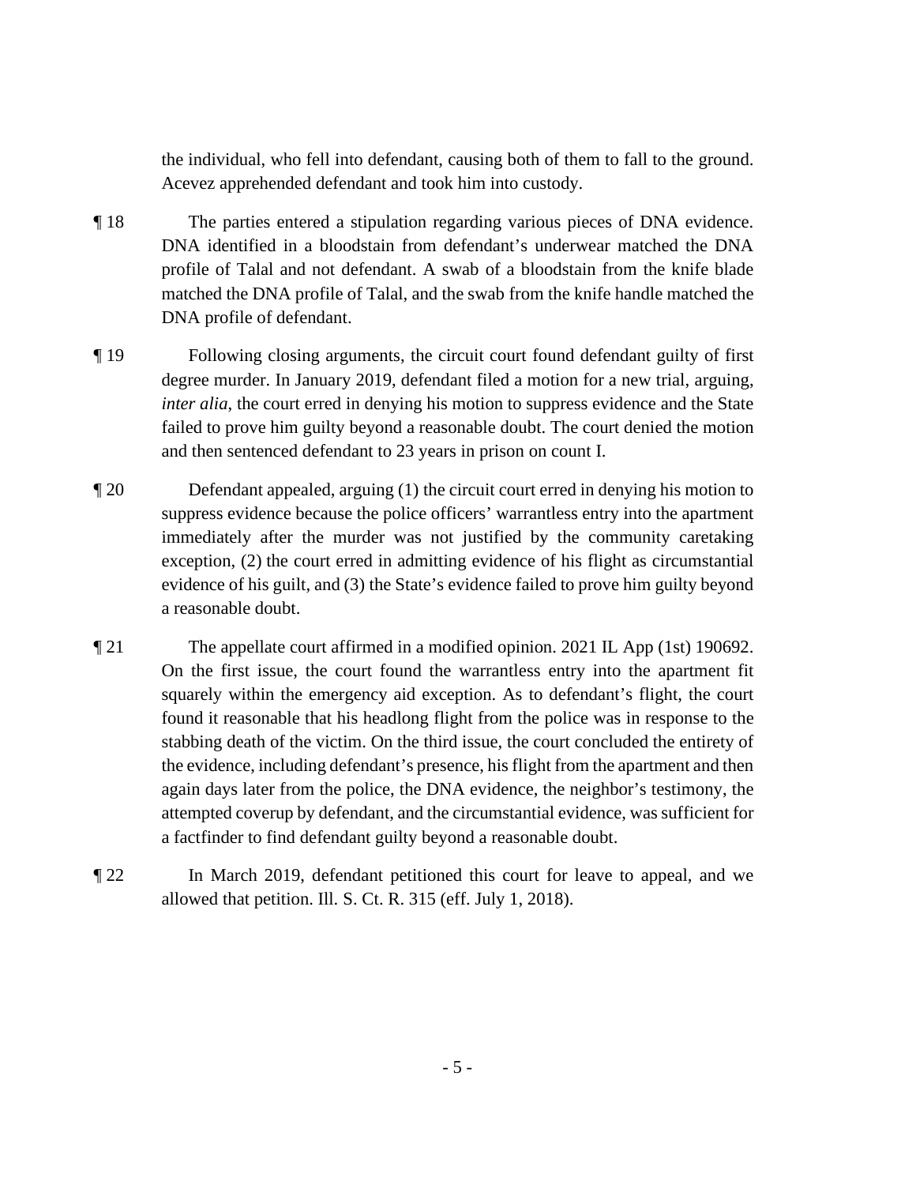the individual, who fell into defendant, causing both of them to fall to the ground. Acevez apprehended defendant and took him into custody.

¶ 18 The parties entered a stipulation regarding various pieces of DNA evidence. DNA identified in a bloodstain from defendant's underwear matched the DNA profile of Talal and not defendant. A swab of a bloodstain from the knife blade matched the DNA profile of Talal, and the swab from the knife handle matched the DNA profile of defendant.

¶ 19 Following closing arguments, the circuit court found defendant guilty of first degree murder. In January 2019, defendant filed a motion for a new trial, arguing, *inter alia*, the court erred in denying his motion to suppress evidence and the State failed to prove him guilty beyond a reasonable doubt. The court denied the motion and then sentenced defendant to 23 years in prison on count I.

¶ 20 Defendant appealed, arguing (1) the circuit court erred in denying his motion to suppress evidence because the police officers' warrantless entry into the apartment immediately after the murder was not justified by the community caretaking exception, (2) the court erred in admitting evidence of his flight as circumstantial evidence of his guilt, and (3) the State's evidence failed to prove him guilty beyond a reasonable doubt.

¶ 21 The appellate court affirmed in a modified opinion. 2021 IL App (1st) 190692. On the first issue, the court found the warrantless entry into the apartment fit squarely within the emergency aid exception. As to defendant's flight, the court found it reasonable that his headlong flight from the police was in response to the stabbing death of the victim. On the third issue, the court concluded the entirety of the evidence, including defendant's presence, his flight from the apartment and then again days later from the police, the DNA evidence, the neighbor's testimony, the attempted coverup by defendant, and the circumstantial evidence, was sufficient for a factfinder to find defendant guilty beyond a reasonable doubt.

¶ 22 In March 2019, defendant petitioned this court for leave to appeal, and we allowed that petition. Ill. S. Ct. R. 315 (eff. July 1, 2018).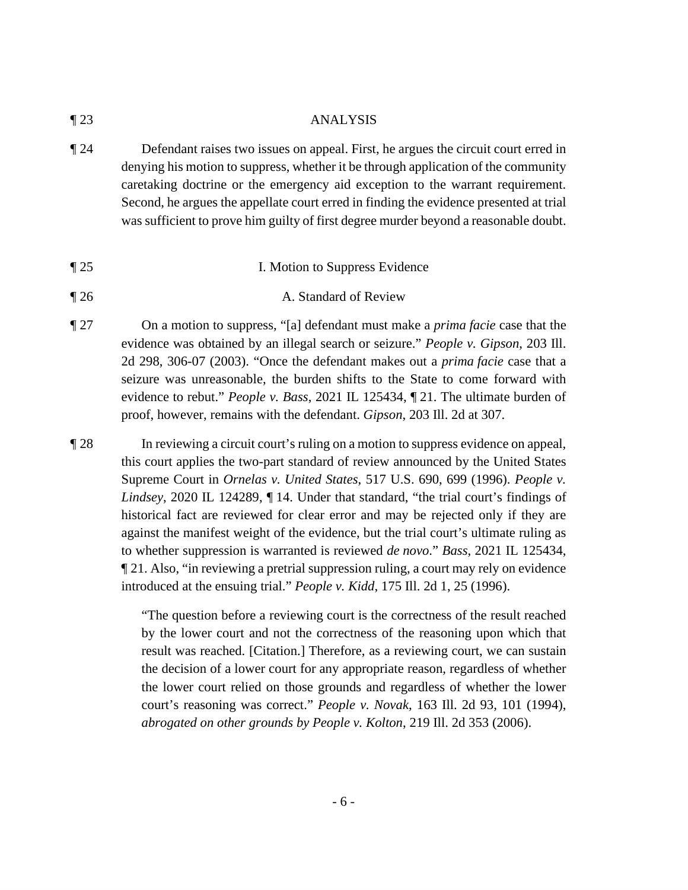¶ 23 ANALYSIS

¶ 24 Defendant raises two issues on appeal. First, he argues the circuit court erred in denying his motion to suppress, whether it be through application of the community caretaking doctrine or the emergency aid exception to the warrant requirement. Second, he argues the appellate court erred in finding the evidence presented at trial was sufficient to prove him guilty of first degree murder beyond a reasonable doubt.

¶ 25 I. Motion to Suppress Evidence

¶ 26 A. Standard of Review

¶ 27 On a motion to suppress, "[a] defendant must make a *prima facie* case that the evidence was obtained by an illegal search or seizure." *People v. Gipson*, 203 Ill. 2d 298, 306-07 (2003). "Once the defendant makes out a *prima facie* case that a seizure was unreasonable, the burden shifts to the State to come forward with evidence to rebut." *People v. Bass*, 2021 IL 125434, ¶ 21. The ultimate burden of proof, however, remains with the defendant. *Gipson*, 203 Ill. 2d at 307.

¶ 28 In reviewing a circuit court's ruling on a motion to suppress evidence on appeal, this court applies the two-part standard of review announced by the United States Supreme Court in *Ornelas v. United States*, 517 U.S. 690, 699 (1996). *People v. Lindsey*, 2020 IL 124289, ¶ 14. Under that standard, "the trial court's findings of historical fact are reviewed for clear error and may be rejected only if they are against the manifest weight of the evidence, but the trial court's ultimate ruling as to whether suppression is warranted is reviewed *de novo*." *Bass*, 2021 IL 125434, ¶ 21. Also, "in reviewing a pretrial suppression ruling, a court may rely on evidence introduced at the ensuing trial." *People v. Kidd*, 175 Ill. 2d 1, 25 (1996).

> "The question before a reviewing court is the correctness of the result reached by the lower court and not the correctness of the reasoning upon which that result was reached. [Citation.] Therefore, as a reviewing court, we can sustain the decision of a lower court for any appropriate reason, regardless of whether the lower court relied on those grounds and regardless of whether the lower court's reasoning was correct." *People v. Novak*, 163 Ill. 2d 93, 101 (1994), *abrogated on other grounds by People v. Kolton*, 219 Ill. 2d 353 (2006).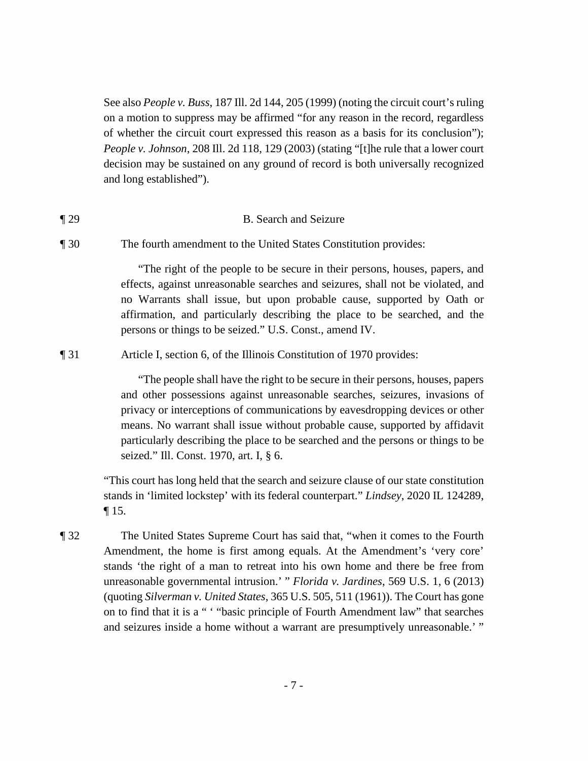See also *People v. Buss*, 187 Ill. 2d 144, 205 (1999) (noting the circuit court's ruling on a motion to suppress may be affirmed "for any reason in the record, regardless of whether the circuit court expressed this reason as a basis for its conclusion"); *People v. Johnson*, 208 Ill. 2d 118, 129 (2003) (stating "[t]he rule that a lower court decision may be sustained on any ground of record is both universally recognized and long established").

¶ 29 B. Search and Seizure

¶ 30 The fourth amendment to the United States Constitution provides:

> "The right of the people to be secure in their persons, houses, papers, and effects, against unreasonable searches and seizures, shall not be violated, and no Warrants shall issue, but upon probable cause, supported by Oath or affirmation, and particularly describing the place to be searched, and the persons or things to be seized." U.S. Const., amend IV.

¶ 31 Article I, section 6, of the Illinois Constitution of 1970 provides:

> "The people shall have the right to be secure in their persons, houses, papers and other possessions against unreasonable searches, seizures, invasions of privacy or interceptions of communications by eavesdropping devices or other means. No warrant shall issue without probable cause, supported by affidavit particularly describing the place to be searched and the persons or things to be seized." Ill. Const. 1970, art. I, § 6.

"This court has long held that the search and seizure clause of our state constitution stands in 'limited lockstep' with its federal counterpart." *Lindsey*, 2020 IL 124289, ¶ 15.

¶ 32 The United States Supreme Court has said that, "when it comes to the Fourth Amendment, the home is first among equals. At the Amendment's 'very core' stands 'the right of a man to retreat into his own home and there be free from unreasonable governmental intrusion.' " *Florida v. Jardines*, 569 U.S. 1, 6 (2013) (quoting *Silverman v. United States*, 365 U.S. 505, 511 (1961)). The Court has gone on to find that it is a " ' "basic principle of Fourth Amendment law" that searches and seizures inside a home without a warrant are presumptively unreasonable.' "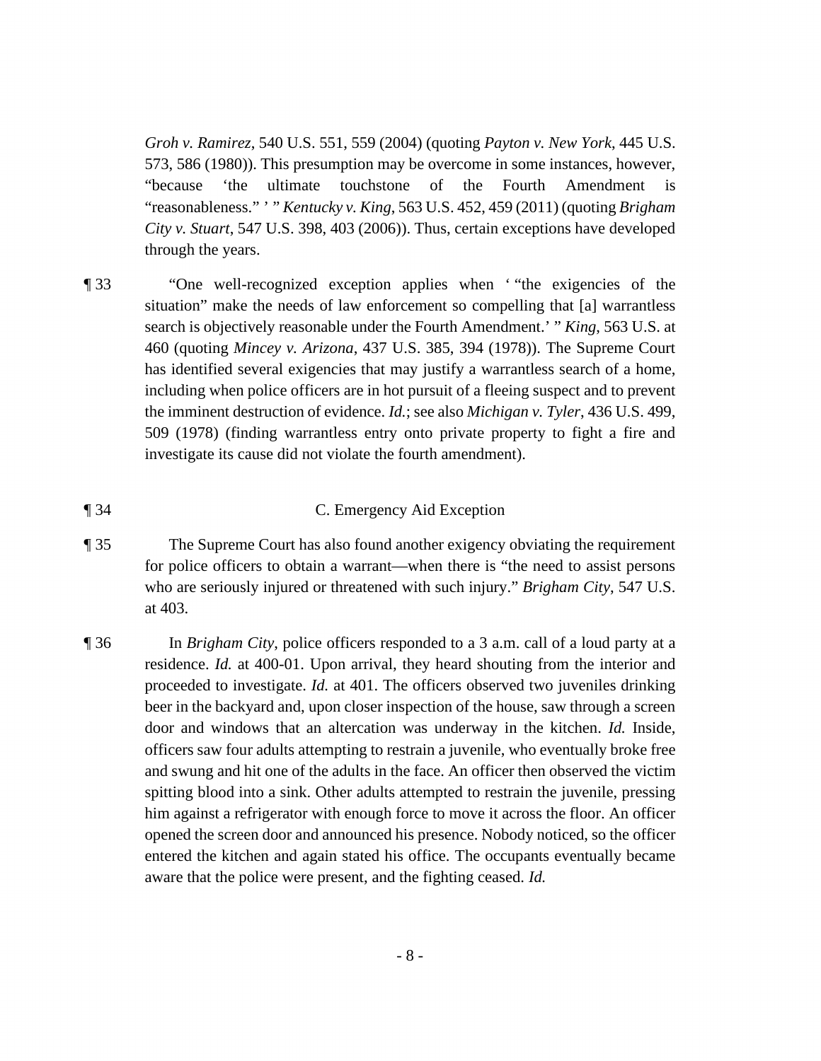*Groh v. Ramirez*, 540 U.S. 551, 559 (2004) (quoting *Payton v. New York*, 445 U.S. 573, 586 (1980)). This presumption may be overcome in some instances, however, "because 'the ultimate touchstone of the Fourth Amendment is "reasonableness." ' " *Kentucky v. King*, 563 U.S. 452, 459 (2011) (quoting *Brigham City v. Stuart*, 547 U.S. 398, 403 (2006)). Thus, certain exceptions have developed through the years.

¶ 33 "One well-recognized exception applies when ' "the exigencies of the situation" make the needs of law enforcement so compelling that [a] warrantless search is objectively reasonable under the Fourth Amendment.' " *King*, 563 U.S. at 460 (quoting *Mincey v. Arizona*, 437 U.S. 385, 394 (1978)). The Supreme Court has identified several exigencies that may justify a warrantless search of a home, including when police officers are in hot pursuit of a fleeing suspect and to prevent the imminent destruction of evidence. *Id.*; see also *Michigan v. Tyler*, 436 U.S. 499, 509 (1978) (finding warrantless entry onto private property to fight a fire and investigate its cause did not violate the fourth amendment).

¶ 34 C. Emergency Aid Exception

¶ 35 The Supreme Court has also found another exigency obviating the requirement for police officers to obtain a warrant—when there is "the need to assist persons who are seriously injured or threatened with such injury." *Brigham City*, 547 U.S. at 403.

¶ 36 In *Brigham City*, police officers responded to a 3 a.m. call of a loud party at a residence. *Id.* at 400-01. Upon arrival, they heard shouting from the interior and proceeded to investigate. *Id.* at 401. The officers observed two juveniles drinking beer in the backyard and, upon closer inspection of the house, saw through a screen door and windows that an altercation was underway in the kitchen. *Id.* Inside, officers saw four adults attempting to restrain a juvenile, who eventually broke free and swung and hit one of the adults in the face. An officer then observed the victim spitting blood into a sink. Other adults attempted to restrain the juvenile, pressing him against a refrigerator with enough force to move it across the floor. An officer opened the screen door and announced his presence. Nobody noticed, so the officer entered the kitchen and again stated his office. The occupants eventually became aware that the police were present, and the fighting ceased. *Id.*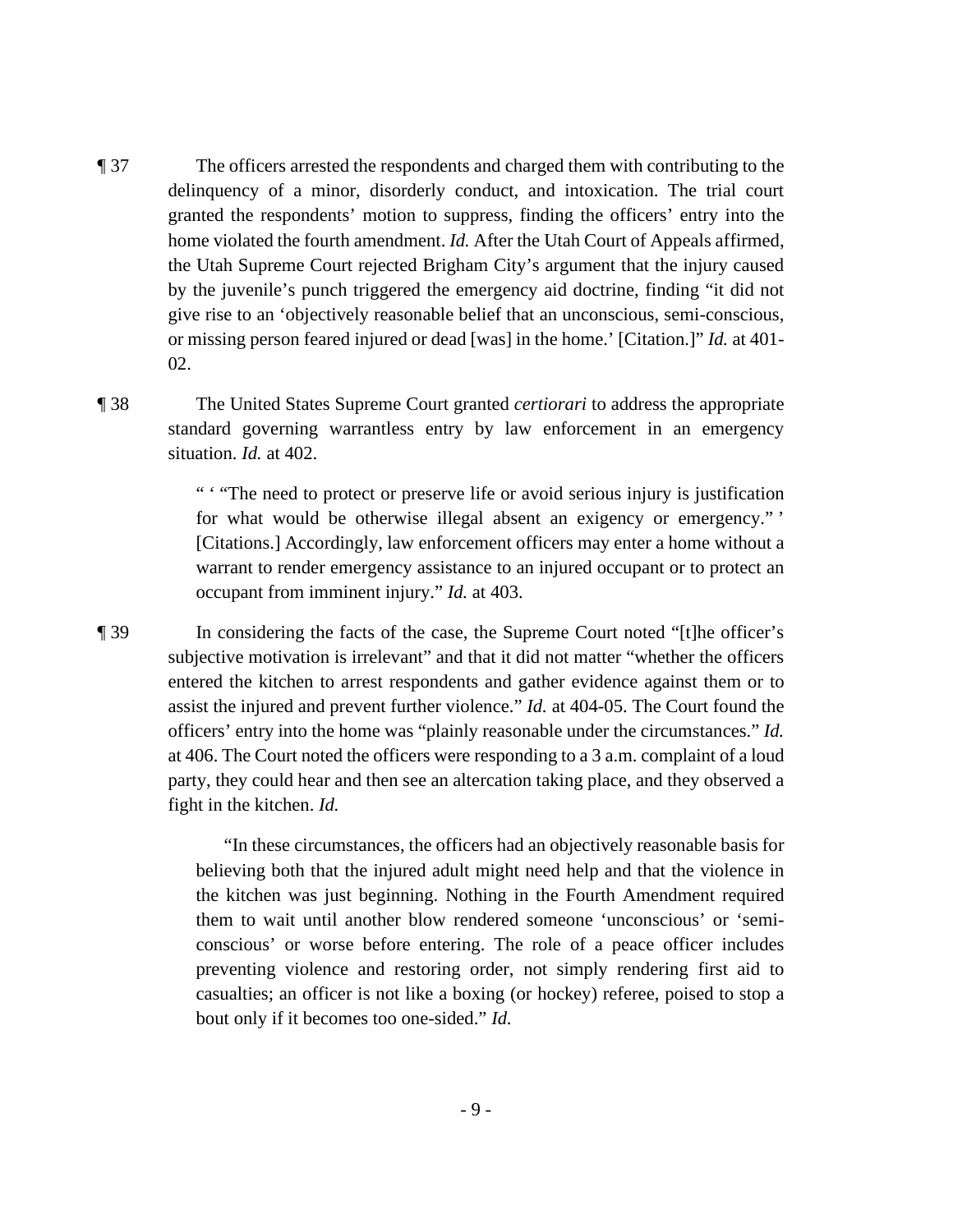¶ 37 The officers arrested the respondents and charged them with contributing to the delinquency of a minor, disorderly conduct, and intoxication. The trial court granted the respondents' motion to suppress, finding the officers' entry into the home violated the fourth amendment. *Id.* After the Utah Court of Appeals affirmed, the Utah Supreme Court rejected Brigham City's argument that the injury caused by the juvenile's punch triggered the emergency aid doctrine, finding "it did not give rise to an 'objectively reasonable belief that an unconscious, semi-conscious, or missing person feared injured or dead [was] in the home.' [Citation.]" *Id.* at 401-02.

¶ 38 The United States Supreme Court granted *certiorari* to address the appropriate standard governing warrantless entry by law enforcement in an emergency situation. *Id.* at 402.

> " ' "The need to protect or preserve life or avoid serious injury is justification for what would be otherwise illegal absent an exigency or emergency." ' [Citations.] Accordingly, law enforcement officers may enter a home without a warrant to render emergency assistance to an injured occupant or to protect an occupant from imminent injury." *Id.* at 403.

¶ 39 In considering the facts of the case, the Supreme Court noted "[t]he officer's subjective motivation is irrelevant" and that it did not matter "whether the officers entered the kitchen to arrest respondents and gather evidence against them or to assist the injured and prevent further violence." *Id.* at 404-05. The Court found the officers' entry into the home was "plainly reasonable under the circumstances." *Id.* at 406. The Court noted the officers were responding to a 3 a.m. complaint of a loud party, they could hear and then see an altercation taking place, and they observed a fight in the kitchen. *Id.*

> "In these circumstances, the officers had an objectively reasonable basis for believing both that the injured adult might need help and that the violence in the kitchen was just beginning. Nothing in the Fourth Amendment required them to wait until another blow rendered someone 'unconscious' or 'semi-conscious' or worse before entering. The role of a peace officer includes preventing violence and restoring order, not simply rendering first aid to casualties; an officer is not like a boxing (or hockey) referee, poised to stop a bout only if it becomes too one-sided." *Id.*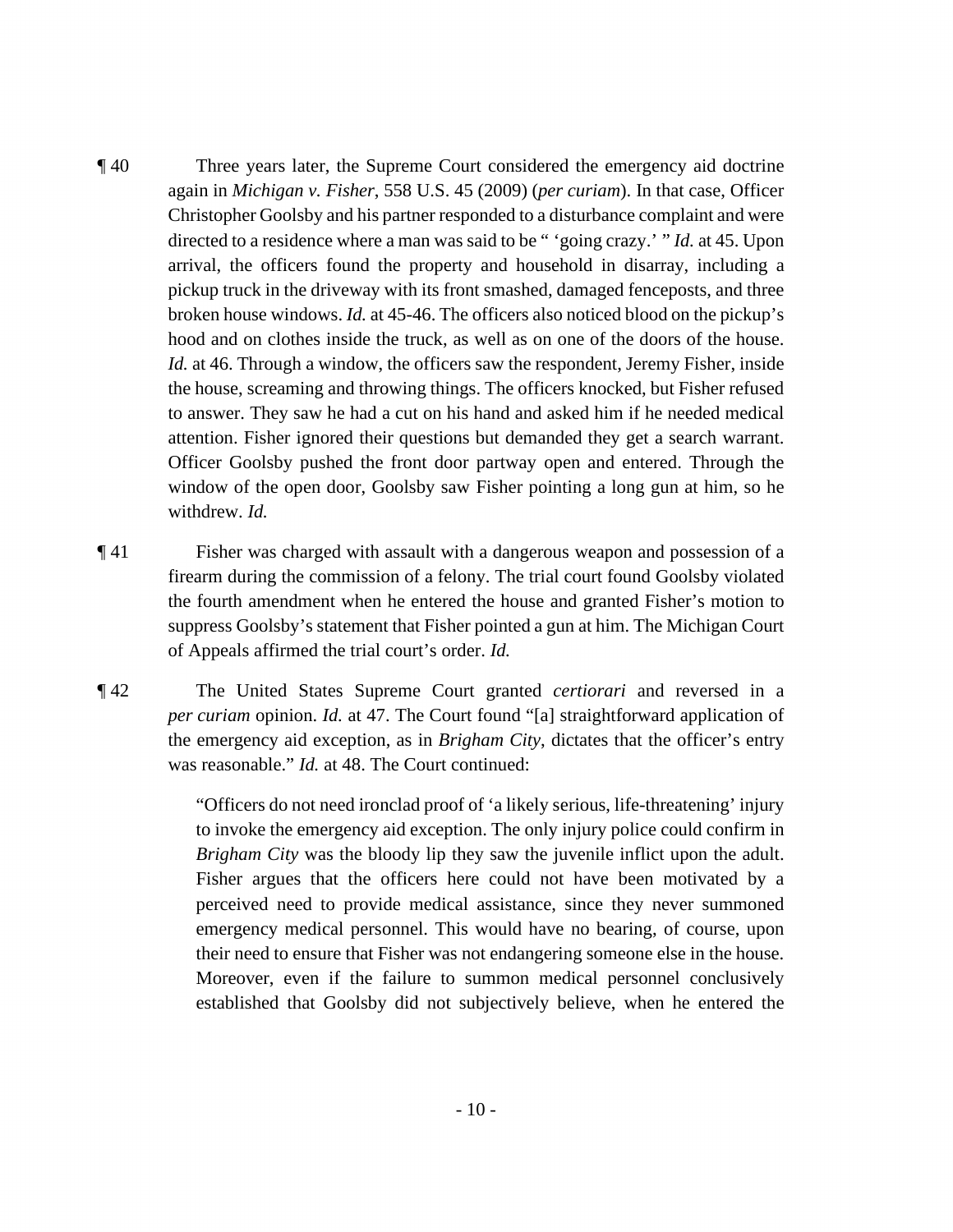¶ 40 Three years later, the Supreme Court considered the emergency aid doctrine again in *Michigan v. Fisher*, 558 U.S. 45 (2009) (*per curiam*). In that case, Officer Christopher Goolsby and his partner responded to a disturbance complaint and were directed to a residence where a man was said to be " 'going crazy.' " *Id.* at 45. Upon arrival, the officers found the property and household in disarray, including a pickup truck in the driveway with its front smashed, damaged fenceposts, and three broken house windows. *Id.* at 45-46. The officers also noticed blood on the pickup's hood and on clothes inside the truck, as well as on one of the doors of the house. *Id.* at 46. Through a window, the officers saw the respondent, Jeremy Fisher, inside the house, screaming and throwing things. The officers knocked, but Fisher refused to answer. They saw he had a cut on his hand and asked him if he needed medical attention. Fisher ignored their questions but demanded they get a search warrant. Officer Goolsby pushed the front door partway open and entered. Through the window of the open door, Goolsby saw Fisher pointing a long gun at him, so he withdrew. *Id.*

¶ 41 Fisher was charged with assault with a dangerous weapon and possession of a firearm during the commission of a felony. The trial court found Goolsby violated the fourth amendment when he entered the house and granted Fisher's motion to suppress Goolsby's statement that Fisher pointed a gun at him. The Michigan Court of Appeals affirmed the trial court's order. *Id.*

¶ 42 The United States Supreme Court granted *certiorari* and reversed in a *per curiam* opinion. *Id.* at 47. The Court found "[a] straightforward application of the emergency aid exception, as in *Brigham City*, dictates that the officer's entry was reasonable." *Id.* at 48. The Court continued:

> "Officers do not need ironclad proof of 'a likely serious, life-threatening' injury to invoke the emergency aid exception. The only injury police could confirm in *Brigham City* was the bloody lip they saw the juvenile inflict upon the adult. Fisher argues that the officers here could not have been motivated by a perceived need to provide medical assistance, since they never summoned emergency medical personnel. This would have no bearing, of course, upon their need to ensure that Fisher was not endangering someone else in the house. Moreover, even if the failure to summon medical personnel conclusively established that Goolsby did not subjectively believe, when he entered the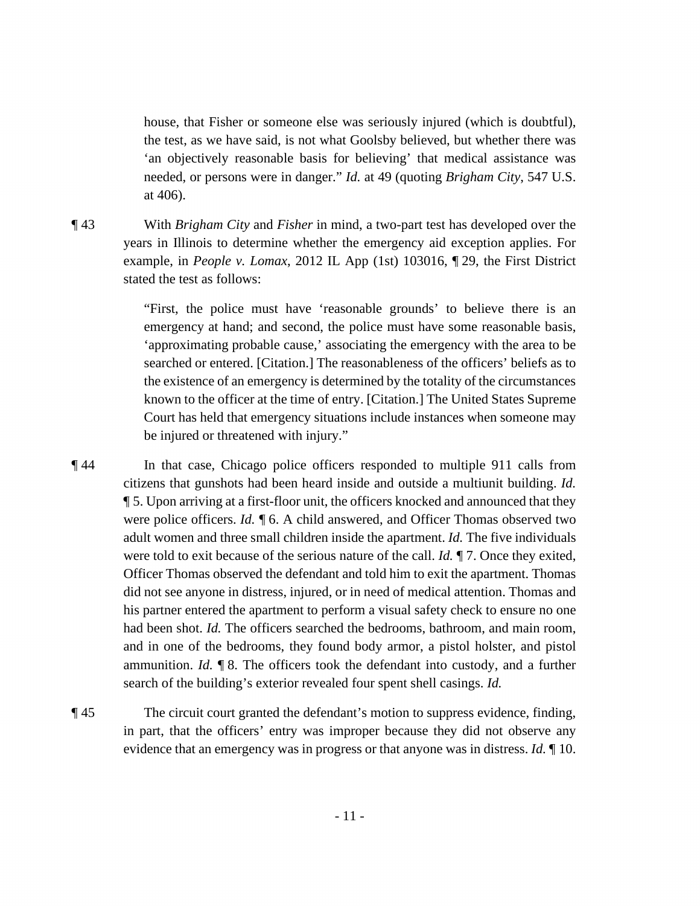house, that Fisher or someone else was seriously injured (which is doubtful), the test, as we have said, is not what Goolsby believed, but whether there was 'an objectively reasonable basis for believing' that medical assistance was needed, or persons were in danger." *Id.* at 49 (quoting *Brigham City*, 547 U.S. at 406).

¶ 43 With *Brigham City* and *Fisher* in mind, a two-part test has developed over the years in Illinois to determine whether the emergency aid exception applies. For example, in *People v. Lomax*, 2012 IL App (1st) 103016, ¶ 29, the First District stated the test as follows:

> "First, the police must have 'reasonable grounds' to believe there is an emergency at hand; and second, the police must have some reasonable basis, 'approximating probable cause,' associating the emergency with the area to be searched or entered. [Citation.] The reasonableness of the officers' beliefs as to the existence of an emergency is determined by the totality of the circumstances known to the officer at the time of entry. [Citation.] The United States Supreme Court has held that emergency situations include instances when someone may be injured or threatened with injury."

¶ 44 In that case, Chicago police officers responded to multiple 911 calls from citizens that gunshots had been heard inside and outside a multiunit building. *Id.* ¶ 5. Upon arriving at a first-floor unit, the officers knocked and announced that they were police officers. *Id.* ¶ 6. A child answered, and Officer Thomas observed two adult women and three small children inside the apartment. *Id.* The five individuals were told to exit because of the serious nature of the call. *Id.* ¶ 7. Once they exited, Officer Thomas observed the defendant and told him to exit the apartment. Thomas did not see anyone in distress, injured, or in need of medical attention. Thomas and his partner entered the apartment to perform a visual safety check to ensure no one had been shot. *Id.* The officers searched the bedrooms, bathroom, and main room, and in one of the bedrooms, they found body armor, a pistol holster, and pistol ammunition. *Id.* ¶ 8. The officers took the defendant into custody, and a further search of the building's exterior revealed four spent shell casings. *Id.*

¶ 45 The circuit court granted the defendant's motion to suppress evidence, finding, in part, that the officers' entry was improper because they did not observe any evidence that an emergency was in progress or that anyone was in distress. *Id.* ¶ 10.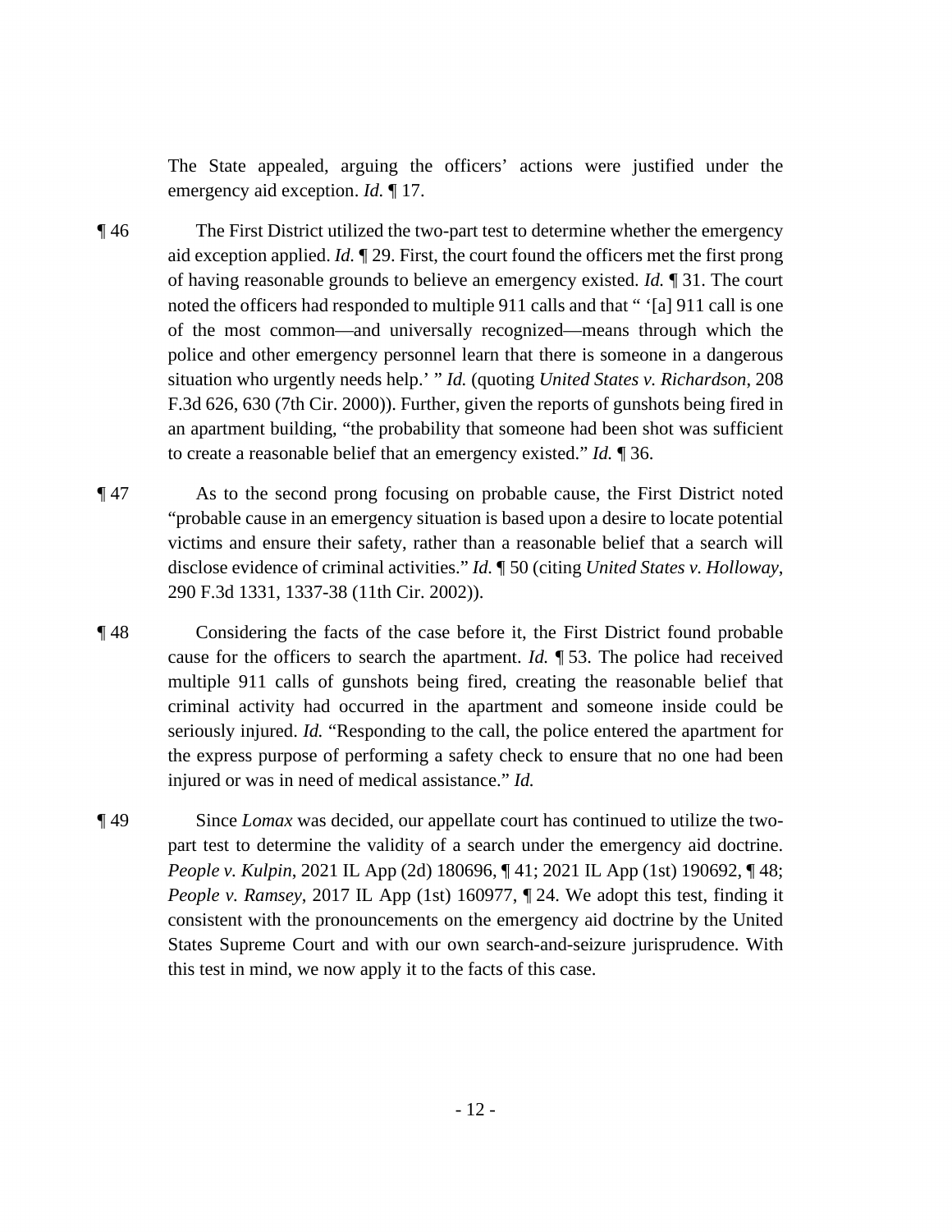The State appealed, arguing the officers' actions were justified under the emergency aid exception. *Id.* ¶ 17.

¶ 46 The First District utilized the two-part test to determine whether the emergency aid exception applied. *Id.* ¶ 29. First, the court found the officers met the first prong of having reasonable grounds to believe an emergency existed. *Id.* ¶ 31. The court noted the officers had responded to multiple 911 calls and that " '[a] 911 call is one of the most common—and universally recognized—means through which the police and other emergency personnel learn that there is someone in a dangerous situation who urgently needs help.' " *Id.* (quoting *United States v. Richardson*, 208 F.3d 626, 630 (7th Cir. 2000)). Further, given the reports of gunshots being fired in an apartment building, "the probability that someone had been shot was sufficient to create a reasonable belief that an emergency existed." *Id.* ¶ 36.

¶ 47 As to the second prong focusing on probable cause, the First District noted "probable cause in an emergency situation is based upon a desire to locate potential victims and ensure their safety, rather than a reasonable belief that a search will disclose evidence of criminal activities." *Id.* ¶ 50 (citing *United States v. Holloway*, 290 F.3d 1331, 1337-38 (11th Cir. 2002)).

¶ 48 Considering the facts of the case before it, the First District found probable cause for the officers to search the apartment. *Id.* ¶ 53. The police had received multiple 911 calls of gunshots being fired, creating the reasonable belief that criminal activity had occurred in the apartment and someone inside could be seriously injured. *Id.* "Responding to the call, the police entered the apartment for the express purpose of performing a safety check to ensure that no one had been injured or was in need of medical assistance." *Id.*

¶ 49 Since *Lomax* was decided, our appellate court has continued to utilize the two-part test to determine the validity of a search under the emergency aid doctrine. *People v. Kulpin*, 2021 IL App (2d) 180696, ¶ 41; 2021 IL App (1st) 190692, ¶ 48; *People v. Ramsey*, 2017 IL App (1st) 160977, ¶ 24. We adopt this test, finding it consistent with the pronouncements on the emergency aid doctrine by the United States Supreme Court and with our own search-and-seizure jurisprudence. With this test in mind, we now apply it to the facts of this case.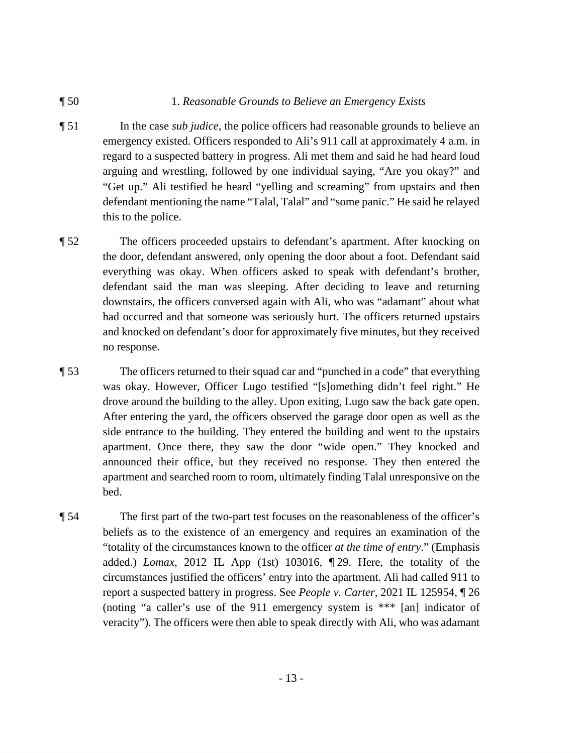¶ 50 1. *Reasonable Grounds to Believe an Emergency Exists*

¶ 51 In the case *sub judice*, the police officers had reasonable grounds to believe an emergency existed. Officers responded to Ali's 911 call at approximately 4 a.m. in regard to a suspected battery in progress. Ali met them and said he had heard loud arguing and wrestling, followed by one individual saying, "Are you okay?" and "Get up." Ali testified he heard "yelling and screaming" from upstairs and then defendant mentioning the name "Talal, Talal" and "some panic." He said he relayed this to the police.

¶ 52 The officers proceeded upstairs to defendant's apartment. After knocking on the door, defendant answered, only opening the door about a foot. Defendant said everything was okay. When officers asked to speak with defendant's brother, defendant said the man was sleeping. After deciding to leave and returning downstairs, the officers conversed again with Ali, who was "adamant" about what had occurred and that someone was seriously hurt. The officers returned upstairs and knocked on defendant's door for approximately five minutes, but they received no response.

¶ 53 The officers returned to their squad car and "punched in a code" that everything was okay. However, Officer Lugo testified "[s]omething didn't feel right." He drove around the building to the alley. Upon exiting, Lugo saw the back gate open. After entering the yard, the officers observed the garage door open as well as the side entrance to the building. They entered the building and went to the upstairs apartment. Once there, they saw the door "wide open." They knocked and announced their office, but they received no response. They then entered the apartment and searched room to room, ultimately finding Talal unresponsive on the bed.

¶ 54 The first part of the two-part test focuses on the reasonableness of the officer's beliefs as to the existence of an emergency and requires an examination of the "totality of the circumstances known to the officer *at the time of entry*." (Emphasis added.) *Lomax*, 2012 IL App (1st) 103016, ¶ 29. Here, the totality of the circumstances justified the officers' entry into the apartment. Ali had called 911 to report a suspected battery in progress. See *People v. Carter*, 2021 IL 125954, ¶ 26 (noting "a caller's use of the 911 emergency system is *** [an] indicator of veracity"). The officers were then able to speak directly with Ali, who was adamant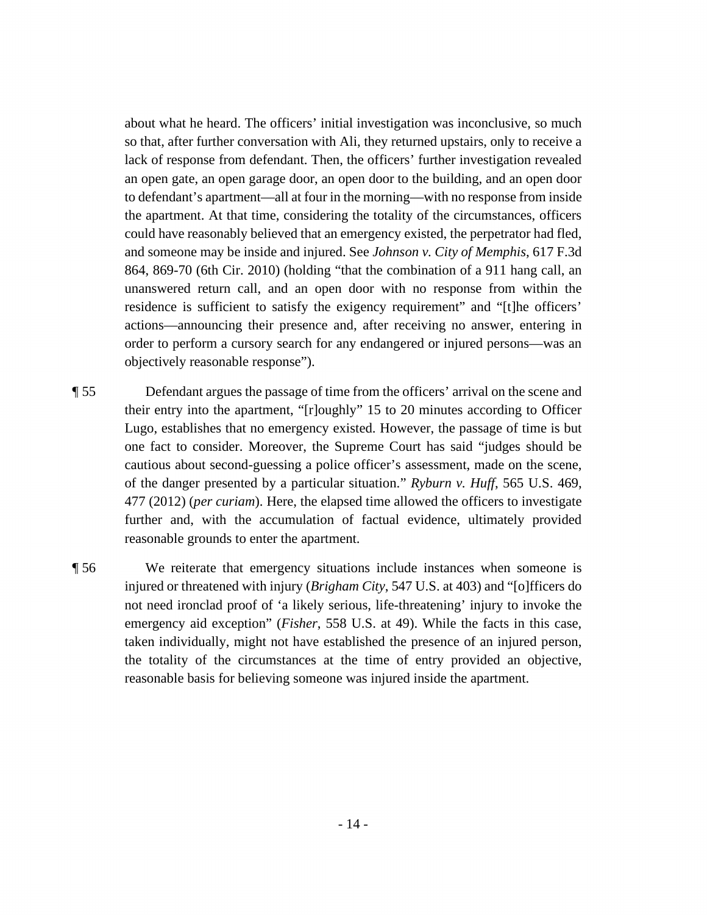about what he heard. The officers' initial investigation was inconclusive, so much so that, after further conversation with Ali, they returned upstairs, only to receive a lack of response from defendant. Then, the officers' further investigation revealed an open gate, an open garage door, an open door to the building, and an open door to defendant's apartment—all at four in the morning—with no response from inside the apartment. At that time, considering the totality of the circumstances, officers could have reasonably believed that an emergency existed, the perpetrator had fled, and someone may be inside and injured. See *Johnson v. City of Memphis*, 617 F.3d 864, 869-70 (6th Cir. 2010) (holding "that the combination of a 911 hang call, an unanswered return call, and an open door with no response from within the residence is sufficient to satisfy the exigency requirement" and "[t]he officers' actions—announcing their presence and, after receiving no answer, entering in order to perform a cursory search for any endangered or injured persons—was an objectively reasonable response").

¶ 55 Defendant argues the passage of time from the officers' arrival on the scene and their entry into the apartment, "[r]oughly" 15 to 20 minutes according to Officer Lugo, establishes that no emergency existed. However, the passage of time is but one fact to consider. Moreover, the Supreme Court has said "judges should be cautious about second-guessing a police officer's assessment, made on the scene, of the danger presented by a particular situation." *Ryburn v. Huff*, 565 U.S. 469, 477 (2012) (*per curiam*). Here, the elapsed time allowed the officers to investigate further and, with the accumulation of factual evidence, ultimately provided reasonable grounds to enter the apartment.

¶ 56 We reiterate that emergency situations include instances when someone is injured or threatened with injury (*Brigham City*, 547 U.S. at 403) and "[o]fficers do not need ironclad proof of 'a likely serious, life-threatening' injury to invoke the emergency aid exception" (*Fisher*, 558 U.S. at 49). While the facts in this case, taken individually, might not have established the presence of an injured person, the totality of the circumstances at the time of entry provided an objective, reasonable basis for believing someone was injured inside the apartment.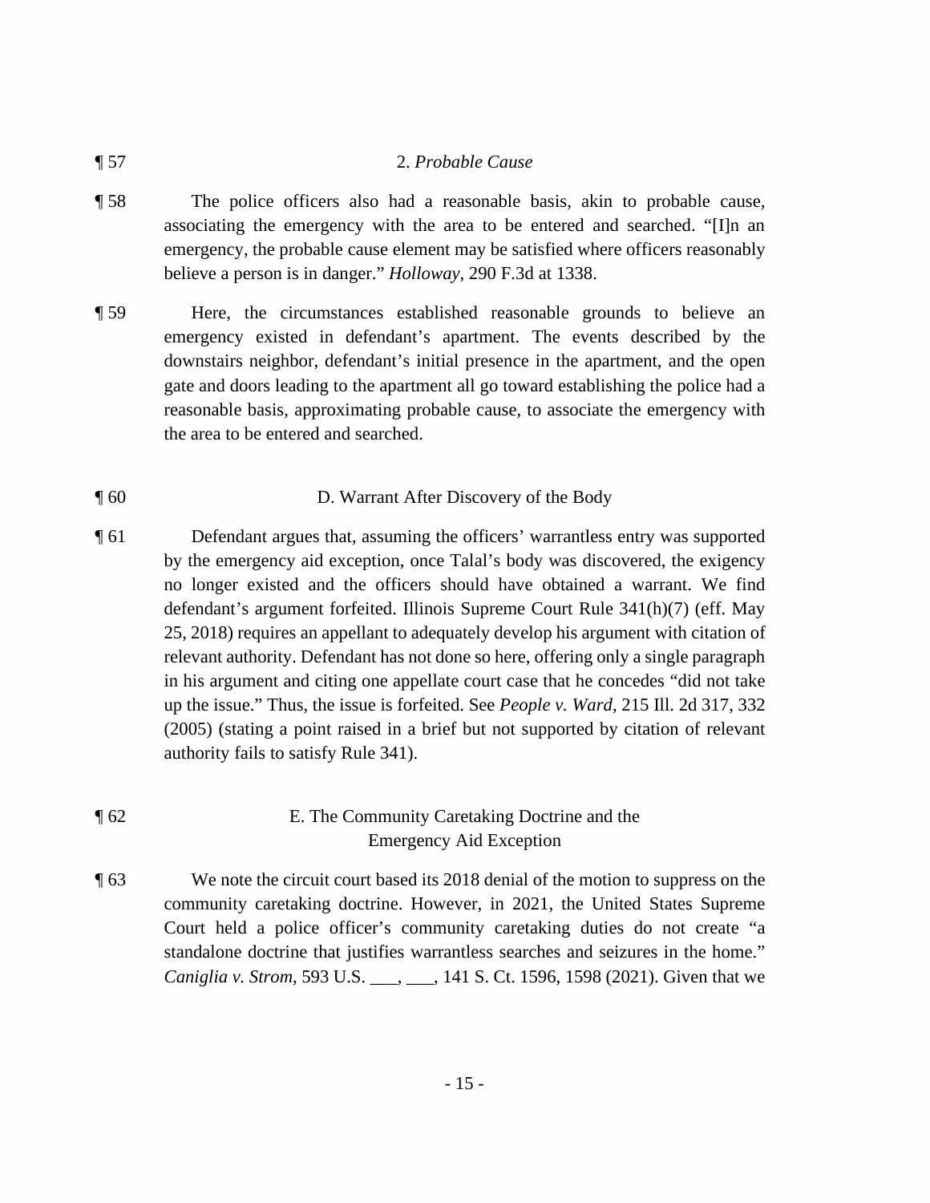¶ 57 2. *Probable Cause*

¶ 58 The police officers also had a reasonable basis, akin to probable cause, associating the emergency with the area to be entered and searched. "[I]n an emergency, the probable cause element may be satisfied where officers reasonably believe a person is in danger." *Holloway*, 290 F.3d at 1338.

¶ 59 Here, the circumstances established reasonable grounds to believe an emergency existed in defendant's apartment. The events described by the downstairs neighbor, defendant's initial presence in the apartment, and the open gate and doors leading to the apartment all go toward establishing the police had a reasonable basis, approximating probable cause, to associate the emergency with the area to be entered and searched.

¶ 60 D. Warrant After Discovery of the Body

¶ 61 Defendant argues that, assuming the officers' warrantless entry was supported by the emergency aid exception, once Talal's body was discovered, the exigency no longer existed and the officers should have obtained a warrant. We find defendant's argument forfeited. Illinois Supreme Court Rule 341(h)(7) (eff. May 25, 2018) requires an appellant to adequately develop his argument with citation of relevant authority. Defendant has not done so here, offering only a single paragraph in his argument and citing one appellate court case that he concedes "did not take up the issue." Thus, the issue is forfeited. See *People v. Ward*, 215 Ill. 2d 317, 332 (2005) (stating a point raised in a brief but not supported by citation of relevant authority fails to satisfy Rule 341).

¶ 62 E. The Community Caretaking Doctrine and the Emergency Aid Exception

¶ 63 We note the circuit court based its 2018 denial of the motion to suppress on the community caretaking doctrine. However, in 2021, the United States Supreme Court held a police officer's community caretaking duties do not create "a standalone doctrine that justifies warrantless searches and seizures in the home." *Caniglia v. Strom*, 593 U.S. ___, ___, 141 S. Ct. 1596, 1598 (2021). Given that we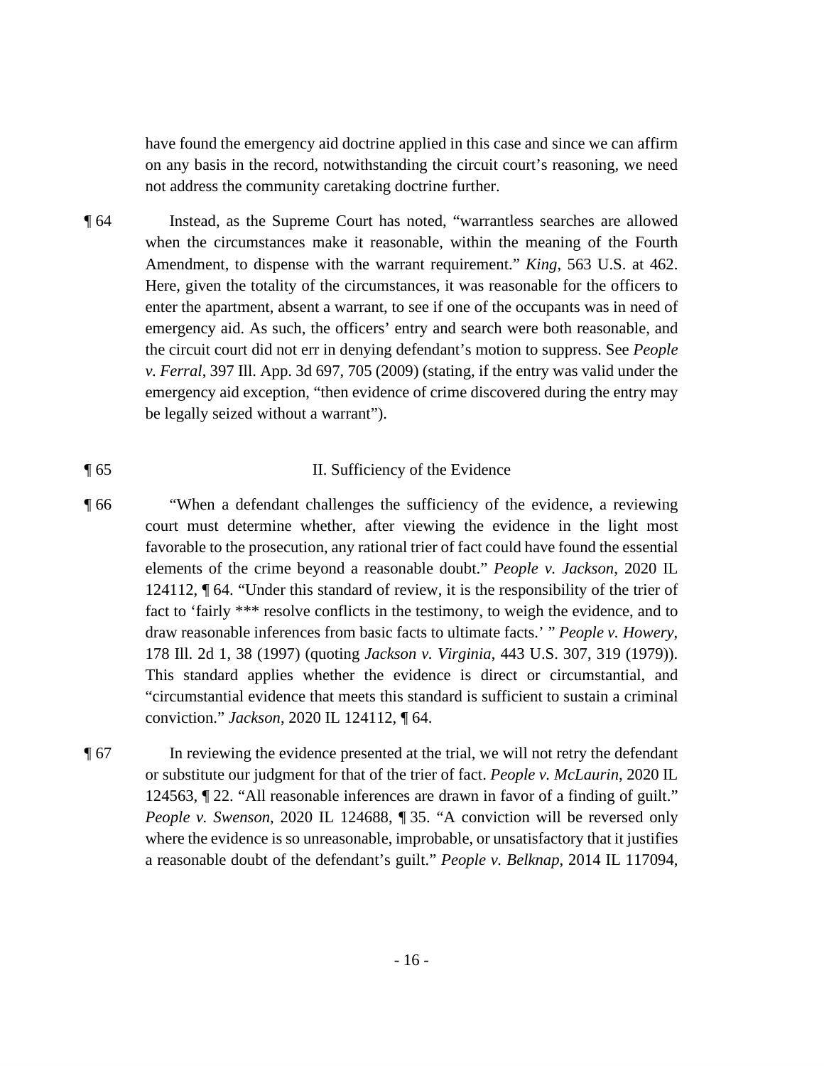have found the emergency aid doctrine applied in this case and since we can affirm on any basis in the record, notwithstanding the circuit court's reasoning, we need not address the community caretaking doctrine further.

¶ 64 Instead, as the Supreme Court has noted, "warrantless searches are allowed when the circumstances make it reasonable, within the meaning of the Fourth Amendment, to dispense with the warrant requirement." *King*, 563 U.S. at 462. Here, given the totality of the circumstances, it was reasonable for the officers to enter the apartment, absent a warrant, to see if one of the occupants was in need of emergency aid. As such, the officers' entry and search were both reasonable, and the circuit court did not err in denying defendant's motion to suppress. See *People v. Ferral*, 397 Ill. App. 3d 697, 705 (2009) (stating, if the entry was valid under the emergency aid exception, "then evidence of crime discovered during the entry may be legally seized without a warrant").

¶ 65 II. Sufficiency of the Evidence

¶ 66 "When a defendant challenges the sufficiency of the evidence, a reviewing court must determine whether, after viewing the evidence in the light most favorable to the prosecution, any rational trier of fact could have found the essential elements of the crime beyond a reasonable doubt." *People v. Jackson*, 2020 IL 124112, ¶ 64. "Under this standard of review, it is the responsibility of the trier of fact to 'fairly *** resolve conflicts in the testimony, to weigh the evidence, and to draw reasonable inferences from basic facts to ultimate facts.' " *People v. Howery*, 178 Ill. 2d 1, 38 (1997) (quoting *Jackson v. Virginia*, 443 U.S. 307, 319 (1979)). This standard applies whether the evidence is direct or circumstantial, and "circumstantial evidence that meets this standard is sufficient to sustain a criminal conviction." *Jackson*, 2020 IL 124112, ¶ 64.

¶ 67 In reviewing the evidence presented at the trial, we will not retry the defendant or substitute our judgment for that of the trier of fact. *People v. McLaurin*, 2020 IL 124563, ¶ 22. "All reasonable inferences are drawn in favor of a finding of guilt." *People v. Swenson*, 2020 IL 124688, ¶ 35. "A conviction will be reversed only where the evidence is so unreasonable, improbable, or unsatisfactory that it justifies a reasonable doubt of the defendant's guilt." *People v. Belknap*, 2014 IL 117094,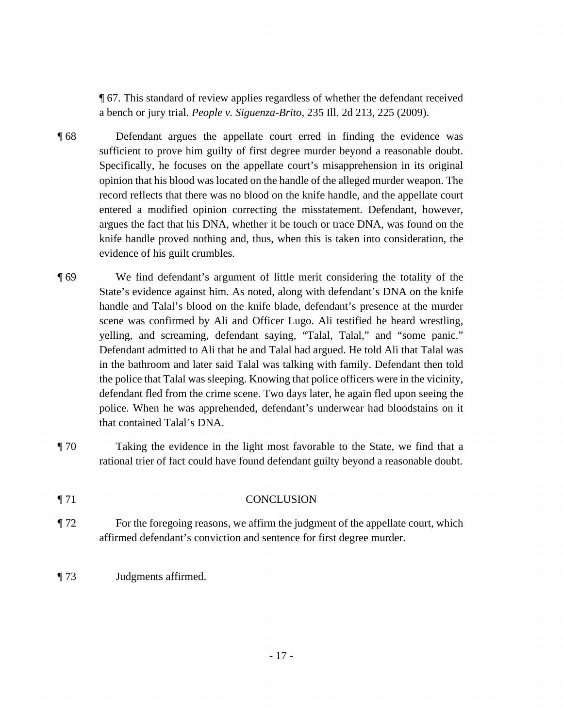¶ 67. This standard of review applies regardless of whether the defendant received a bench or jury trial. *People v. Siguenza-Brito*, 235 Ill. 2d 213, 225 (2009).

¶ 68 Defendant argues the appellate court erred in finding the evidence was sufficient to prove him guilty of first degree murder beyond a reasonable doubt. Specifically, he focuses on the appellate court's misapprehension in its original opinion that his blood was located on the handle of the alleged murder weapon. The record reflects that there was no blood on the knife handle, and the appellate court entered a modified opinion correcting the misstatement. Defendant, however, argues the fact that his DNA, whether it be touch or trace DNA, was found on the knife handle proved nothing and, thus, when this is taken into consideration, the evidence of his guilt crumbles.

¶ 69 We find defendant's argument of little merit considering the totality of the State's evidence against him. As noted, along with defendant's DNA on the knife handle and Talal's blood on the knife blade, defendant's presence at the murder scene was confirmed by Ali and Officer Lugo. Ali testified he heard wrestling, yelling, and screaming, defendant saying, "Talal, Talal," and "some panic." Defendant admitted to Ali that he and Talal had argued. He told Ali that Talal was in the bathroom and later said Talal was talking with family. Defendant then told the police that Talal was sleeping. Knowing that police officers were in the vicinity, defendant fled from the crime scene. Two days later, he again fled upon seeing the police. When he was apprehended, defendant's underwear had bloodstains on it that contained Talal's DNA.

¶ 70 Taking the evidence in the light most favorable to the State, we find that a rational trier of fact could have found defendant guilty beyond a reasonable doubt.

¶ 71 CONCLUSION

¶ 72 For the foregoing reasons, we affirm the judgment of the appellate court, which affirmed defendant's conviction and sentence for first degree murder.

¶ 73 Judgments affirmed.